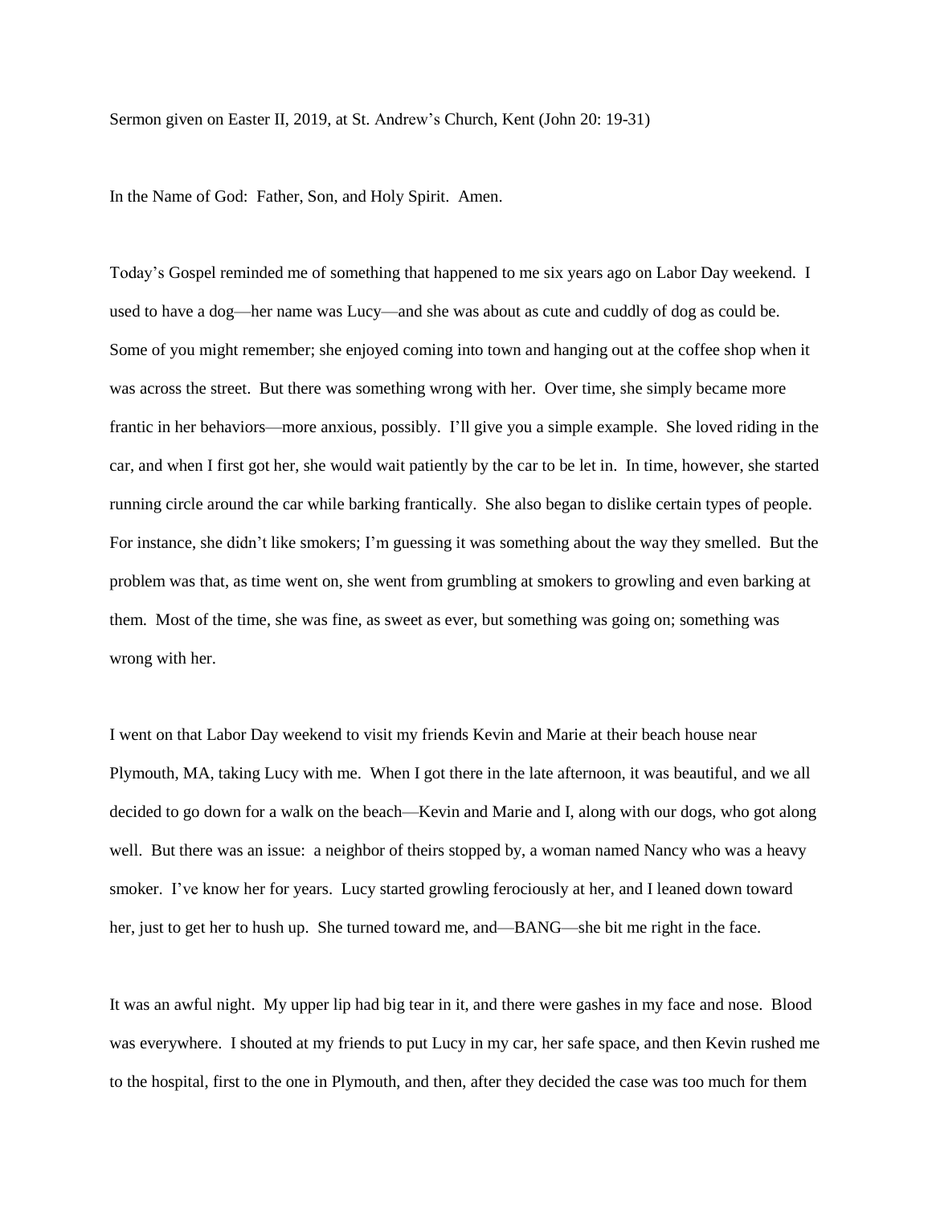Sermon given on Easter II, 2019, at St. Andrew's Church, Kent (John 20: 19-31)

In the Name of God: Father, Son, and Holy Spirit. Amen.

Today's Gospel reminded me of something that happened to me six years ago on Labor Day weekend. I used to have a dog—her name was Lucy—and she was about as cute and cuddly of dog as could be. Some of you might remember; she enjoyed coming into town and hanging out at the coffee shop when it was across the street. But there was something wrong with her. Over time, she simply became more frantic in her behaviors—more anxious, possibly. I'll give you a simple example. She loved riding in the car, and when I first got her, she would wait patiently by the car to be let in. In time, however, she started running circle around the car while barking frantically. She also began to dislike certain types of people. For instance, she didn't like smokers; I'm guessing it was something about the way they smelled. But the problem was that, as time went on, she went from grumbling at smokers to growling and even barking at them. Most of the time, she was fine, as sweet as ever, but something was going on; something was wrong with her.

I went on that Labor Day weekend to visit my friends Kevin and Marie at their beach house near Plymouth, MA, taking Lucy with me. When I got there in the late afternoon, it was beautiful, and we all decided to go down for a walk on the beach—Kevin and Marie and I, along with our dogs, who got along well. But there was an issue: a neighbor of theirs stopped by, a woman named Nancy who was a heavy smoker. I've know her for years. Lucy started growling ferociously at her, and I leaned down toward her, just to get her to hush up. She turned toward me, and—BANG—she bit me right in the face.

It was an awful night. My upper lip had big tear in it, and there were gashes in my face and nose. Blood was everywhere. I shouted at my friends to put Lucy in my car, her safe space, and then Kevin rushed me to the hospital, first to the one in Plymouth, and then, after they decided the case was too much for them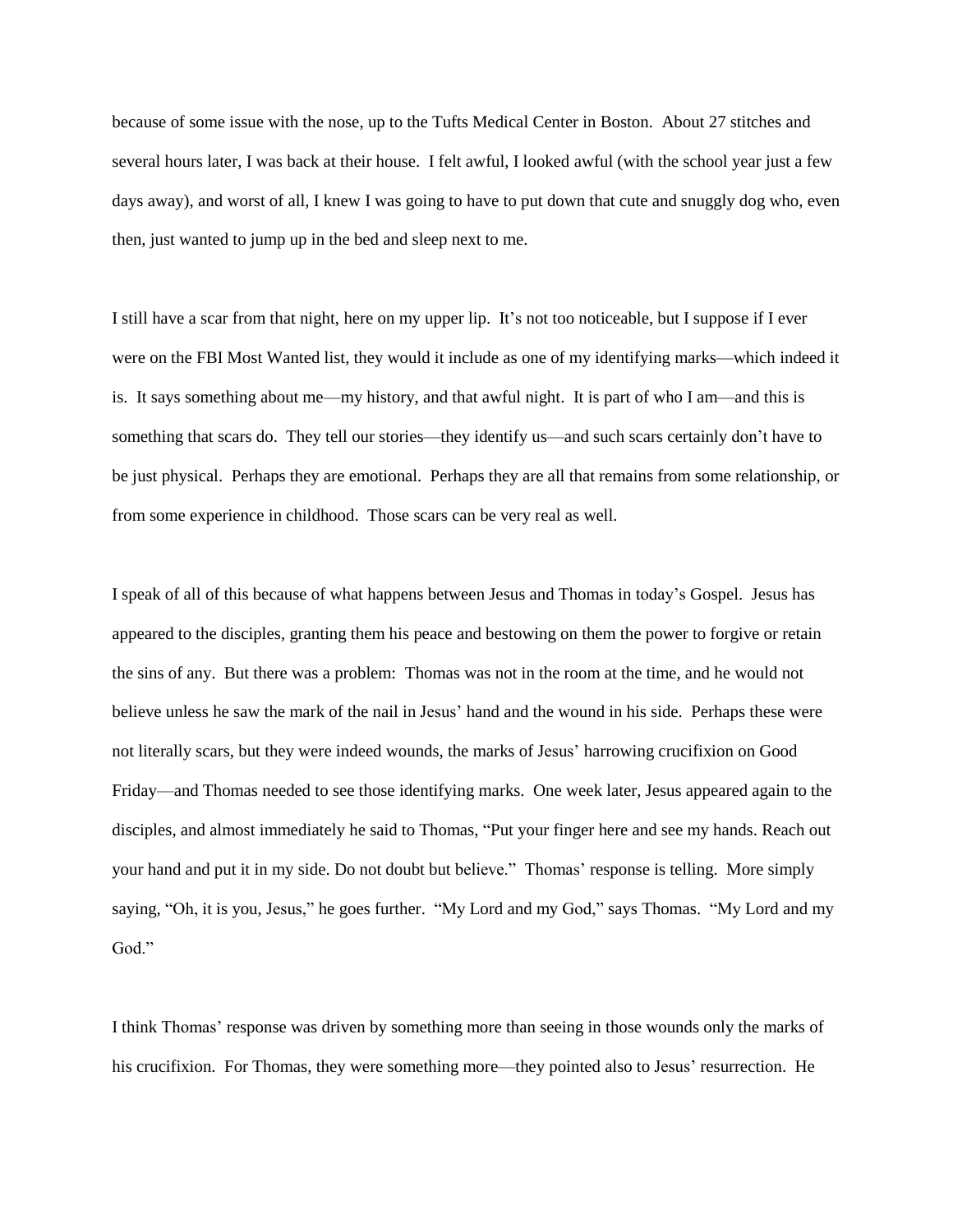because of some issue with the nose, up to the Tufts Medical Center in Boston. About 27 stitches and several hours later, I was back at their house. I felt awful, I looked awful (with the school year just a few days away), and worst of all, I knew I was going to have to put down that cute and snuggly dog who, even then, just wanted to jump up in the bed and sleep next to me.

I still have a scar from that night, here on my upper lip. It's not too noticeable, but I suppose if I ever were on the FBI Most Wanted list, they would it include as one of my identifying marks—which indeed it is. It says something about me—my history, and that awful night. It is part of who I am—and this is something that scars do. They tell our stories—they identify us—and such scars certainly don't have to be just physical. Perhaps they are emotional. Perhaps they are all that remains from some relationship, or from some experience in childhood. Those scars can be very real as well.

I speak of all of this because of what happens between Jesus and Thomas in today's Gospel. Jesus has appeared to the disciples, granting them his peace and bestowing on them the power to forgive or retain the sins of any. But there was a problem: Thomas was not in the room at the time, and he would not believe unless he saw the mark of the nail in Jesus' hand and the wound in his side. Perhaps these were not literally scars, but they were indeed wounds, the marks of Jesus' harrowing crucifixion on Good Friday—and Thomas needed to see those identifying marks. One week later, Jesus appeared again to the disciples, and almost immediately he said to Thomas, "Put your finger here and see my hands. Reach out your hand and put it in my side. Do not doubt but believe." Thomas' response is telling. More simply saying, "Oh, it is you, Jesus," he goes further. "My Lord and my God," says Thomas. "My Lord and my God."

I think Thomas' response was driven by something more than seeing in those wounds only the marks of his crucifixion. For Thomas, they were something more—they pointed also to Jesus' resurrection. He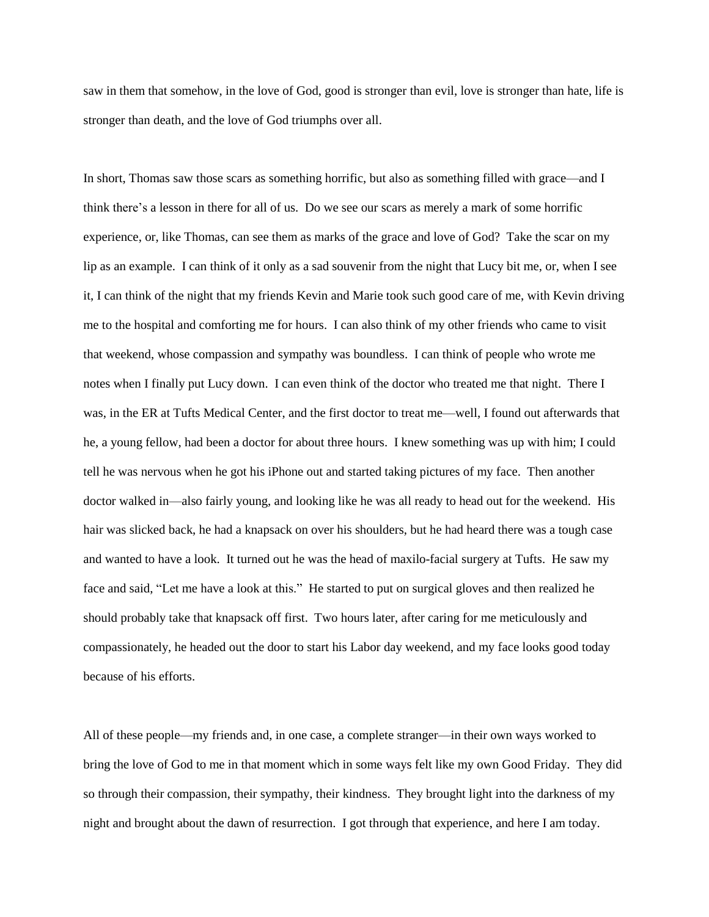saw in them that somehow, in the love of God, good is stronger than evil, love is stronger than hate, life is stronger than death, and the love of God triumphs over all.

In short, Thomas saw those scars as something horrific, but also as something filled with grace—and I think there's a lesson in there for all of us. Do we see our scars as merely a mark of some horrific experience, or, like Thomas, can see them as marks of the grace and love of God? Take the scar on my lip as an example. I can think of it only as a sad souvenir from the night that Lucy bit me, or, when I see it, I can think of the night that my friends Kevin and Marie took such good care of me, with Kevin driving me to the hospital and comforting me for hours. I can also think of my other friends who came to visit that weekend, whose compassion and sympathy was boundless. I can think of people who wrote me notes when I finally put Lucy down. I can even think of the doctor who treated me that night. There I was, in the ER at Tufts Medical Center, and the first doctor to treat me—well, I found out afterwards that he, a young fellow, had been a doctor for about three hours. I knew something was up with him; I could tell he was nervous when he got his iPhone out and started taking pictures of my face. Then another doctor walked in—also fairly young, and looking like he was all ready to head out for the weekend. His hair was slicked back, he had a knapsack on over his shoulders, but he had heard there was a tough case and wanted to have a look. It turned out he was the head of maxilo-facial surgery at Tufts. He saw my face and said, "Let me have a look at this." He started to put on surgical gloves and then realized he should probably take that knapsack off first. Two hours later, after caring for me meticulously and compassionately, he headed out the door to start his Labor day weekend, and my face looks good today because of his efforts.

All of these people—my friends and, in one case, a complete stranger—in their own ways worked to bring the love of God to me in that moment which in some ways felt like my own Good Friday. They did so through their compassion, their sympathy, their kindness. They brought light into the darkness of my night and brought about the dawn of resurrection. I got through that experience, and here I am today.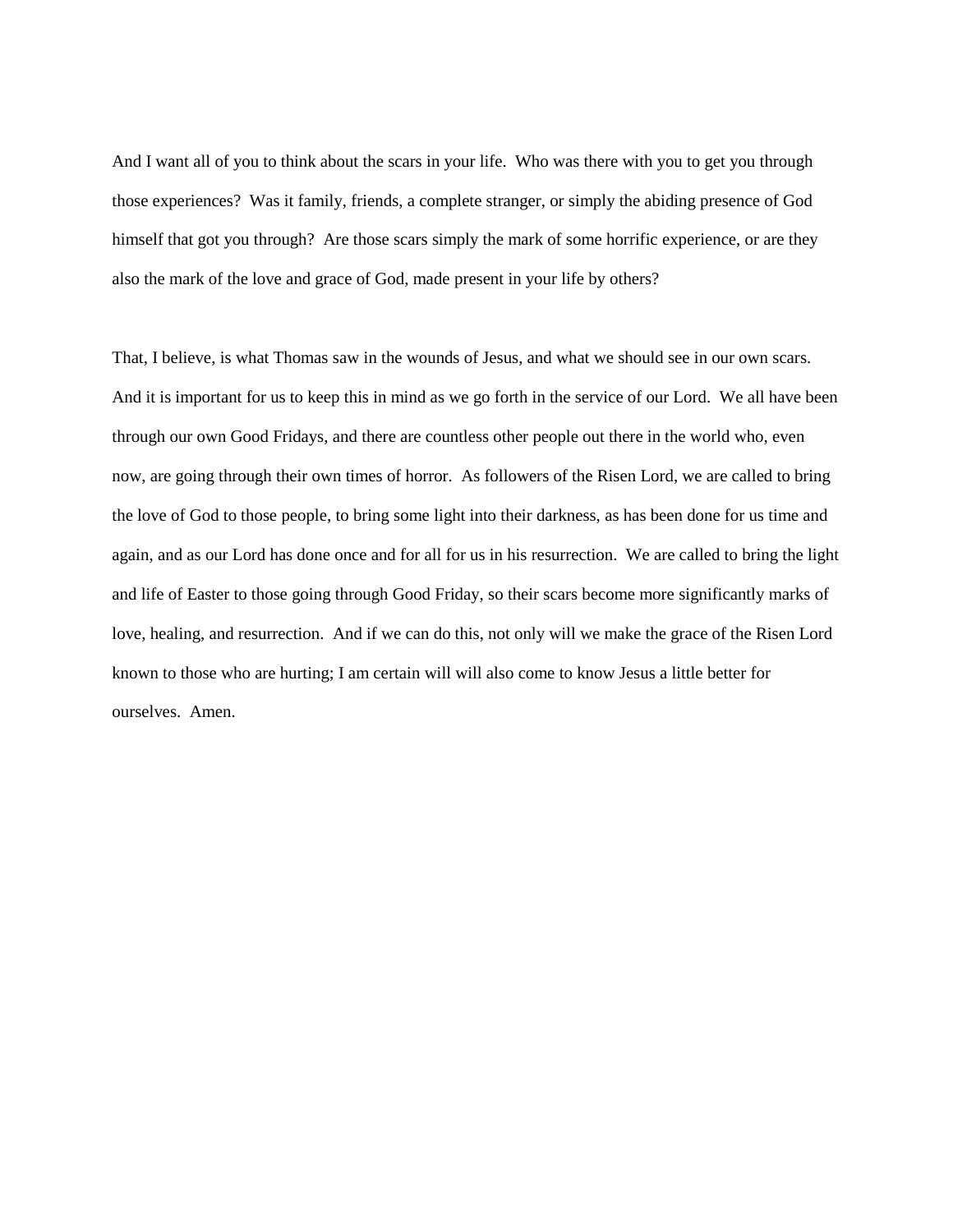And I want all of you to think about the scars in your life. Who was there with you to get you through those experiences? Was it family, friends, a complete stranger, or simply the abiding presence of God himself that got you through? Are those scars simply the mark of some horrific experience, or are they also the mark of the love and grace of God, made present in your life by others?

That, I believe, is what Thomas saw in the wounds of Jesus, and what we should see in our own scars. And it is important for us to keep this in mind as we go forth in the service of our Lord. We all have been through our own Good Fridays, and there are countless other people out there in the world who, even now, are going through their own times of horror. As followers of the Risen Lord, we are called to bring the love of God to those people, to bring some light into their darkness, as has been done for us time and again, and as our Lord has done once and for all for us in his resurrection. We are called to bring the light and life of Easter to those going through Good Friday, so their scars become more significantly marks of love, healing, and resurrection. And if we can do this, not only will we make the grace of the Risen Lord known to those who are hurting; I am certain will will also come to know Jesus a little better for ourselves. Amen.